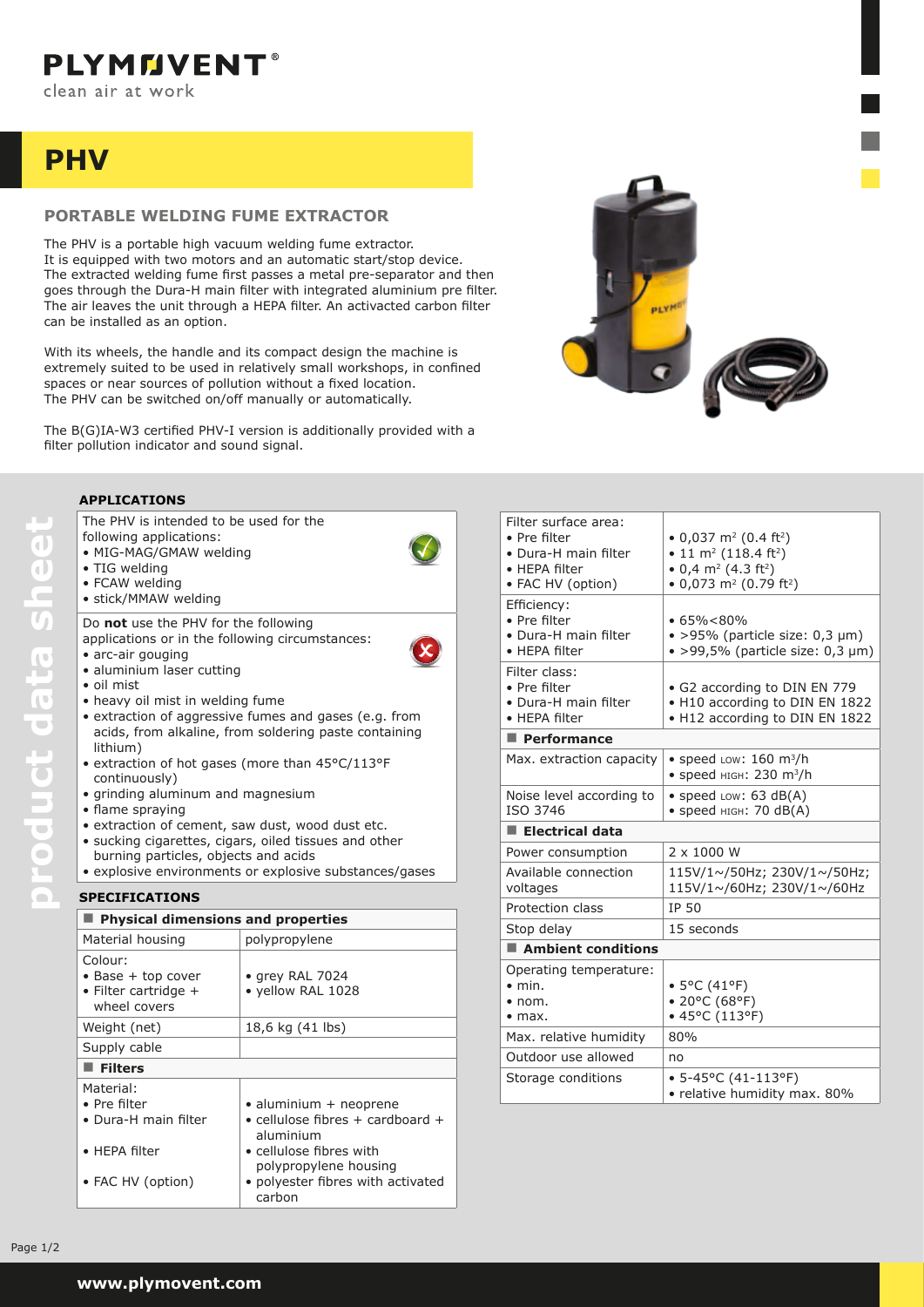PLYMOVENT®

clean air at work

# PHV

## PORTABLE WELDING FUME EXTRACTOR

The PHV is a portable high vacuum welding fume extractor.
It is equipped with two motors and an automatic start/stop device.
The extracted welding fume first passes a metal pre-separator and then goes through the Dura-H main filter with integrated aluminium pre filter. The air leaves the unit through a HEPA filter. An activacted carbon filter can be installed as an option.

With its wheels, the handle and its compact design the machine is extremely suited to be used in relatively small workshops, in confined spaces or near sources of pollution without a fixed location.
The PHV can be switched on/off manually or automatically.

The B(G)IA-W3 certified PHV-I version is additionally provided with a filter pollution indicator and sound signal.

### APPLICATIONS

The PHV is intended to be used for the following applications:

- MIG-MAG/GMAW welding
- TIG welding
- FCAW welding
- stick/MMAW welding

Do **not** use the PHV for the following applications or in the following circumstances:

- arc-air gouging
- aluminium laser cutting
- oil mist
- heavy oil mist in welding fume
- extraction of aggressive fumes and gases (e.g. from acids, from alkaline, from soldering paste containing lithium)
- extraction of hot gases (more than 45°C/113°F continuously)
- grinding aluminum and magnesium
- flame spraying
- extraction of cement, saw dust, wood dust etc.
- sucking cigarettes, cigars, oiled tissues and other burning particles, objects and acids
- explosive environments or explosive substances/gases

### SPECIFICATIONS

| **Physical dimensions and properties** | |
|---|---|
| Material housing | polypropylene |
| Colour:<br>• Base + top cover<br>• Filter cartridge + wheel covers | <br>• grey RAL 7024<br>• yellow RAL 1028 |
| Weight (net) | 18,6 kg (41 lbs) |
| Supply cable | |
| **Filters** | |
| Material:<br>• Pre filter<br>• Dura-H main filter<br>• HEPA filter<br>• FAC HV (option) | <br>• aluminium + neoprene<br>• cellulose fibres + cardboard + aluminium<br>• cellulose fibres with polypropylene housing<br>• polyester fibres with activated carbon |
| Filter surface area:<br>• Pre filter<br>• Dura-H main filter<br>• HEPA filter<br>• FAC HV (option) | <br>• 0,037 m² (0.4 ft²)<br>• 11 m² (118.4 ft²)<br>• 0,4 m² (4.3 ft²)<br>• 0,073 m² (0.79 ft²) |
| Efficiency:<br>• Pre filter<br>• Dura-H main filter<br>• HEPA filter | <br>• 65%<80%<br>• >95% (particle size: 0,3 µm)<br>• >99,5% (particle size: 0,3 µm) |
| Filter class:<br>• Pre filter<br>• Dura-H main filter<br>• HEPA filter | <br>• G2 according to DIN EN 779<br>• H10 according to DIN EN 1822<br>• H12 according to DIN EN 1822 |
| **Performance** | |
| Max. extraction capacity | • speed LOW: 160 m³/h<br>• speed HIGH: 230 m³/h |
| Noise level according to ISO 3746 | • speed LOW: 63 dB(A)<br>• speed HIGH: 70 dB(A) |
| **Electrical data** | |
| Power consumption | 2 x 1000 W |
| Available connection voltages | 115V/1~/50Hz; 230V/1~/50Hz; 115V/1~/60Hz; 230V/1~/60Hz |
| Protection class | IP 50 |
| Stop delay | 15 seconds |
| **Ambient conditions** | |
| Operating temperature:<br>• min.<br>• nom.<br>• max. | <br>• 5°C (41°F)<br>• 20°C (68°F)<br>• 45°C (113°F) |
| Max. relative humidity | 80% |
| Outdoor use allowed | no |
| Storage conditions | • 5-45°C (41-113°F)<br>• relative humidity max. 80% |

www.plymovent.com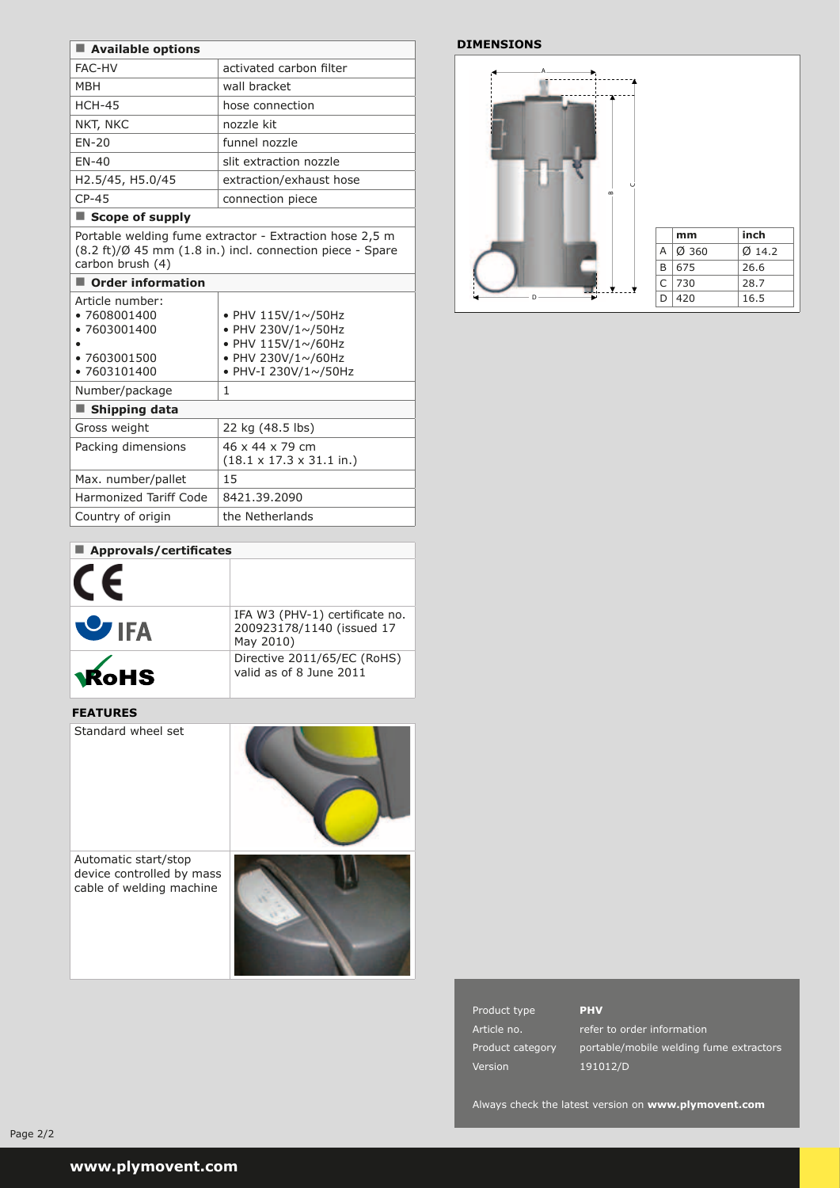| Available options | |
|---|---|
| FAC-HV | activated carbon filter |
| MBH | wall bracket |
| HCH-45 | hose connection |
| NKT, NKC | nozzle kit |
| EN-20 | funnel nozzle |
| EN-40 | slit extraction nozzle |
| H2.5/45, H5.0/45 | extraction/exhaust hose |
| CP-45 | connection piece |

**Scope of supply**

Portable welding fume extractor - Extraction hose 2,5 m (8.2 ft)/Ø 45 mm (1.8 in.) incl. connection piece - Spare carbon brush (4)

| Order information | |
|---|---|
| Article number:<br>• 7608001400<br>• 7603001400<br>•<br>• 7603001500<br>• 7603101400 | • PHV 115V/1~/50Hz<br>• PHV 230V/1~/50Hz<br>• PHV 115V/1~/60Hz<br>• PHV 230V/1~/60Hz<br>• PHV-I 230V/1~/50Hz |
| Number/package | 1 |

| Shipping data | |
|---|---|
| Gross weight | 22 kg (48.5 lbs) |
| Packing dimensions | 46 x 44 x 79 cm<br>(18.1 x 17.3 x 31.1 in.) |
| Max. number/pallet | 15 |
| Harmonized Tariff Code | 8421.39.2090 |
| Country of origin | the Netherlands |

| Approvals/certificates | |
|---|---|
| CE | |
| IFA | IFA W3 (PHV-1) certificate no. 200923178/1140 (issued 17 May 2010) |
| RoHS | Directive 2011/65/EC (RoHS) valid as of 8 June 2011 |

## FEATURES

Standard wheel set

Automatic start/stop device controlled by mass cable of welding machine

## DIMENSIONS

| | mm | inch |
|---|---|---|
| A | Ø 360 | Ø 14.2 |
| B | 675 | 26.6 |
| C | 730 | 28.7 |
| D | 420 | 16.5 |

| | |
|---|---|
| Product type | **PHV** |
| Article no. | refer to order information |
| Product category | portable/mobile welding fume extractors |
| Version | 191012/D |

Always check the latest version on **www.plymovent.com**